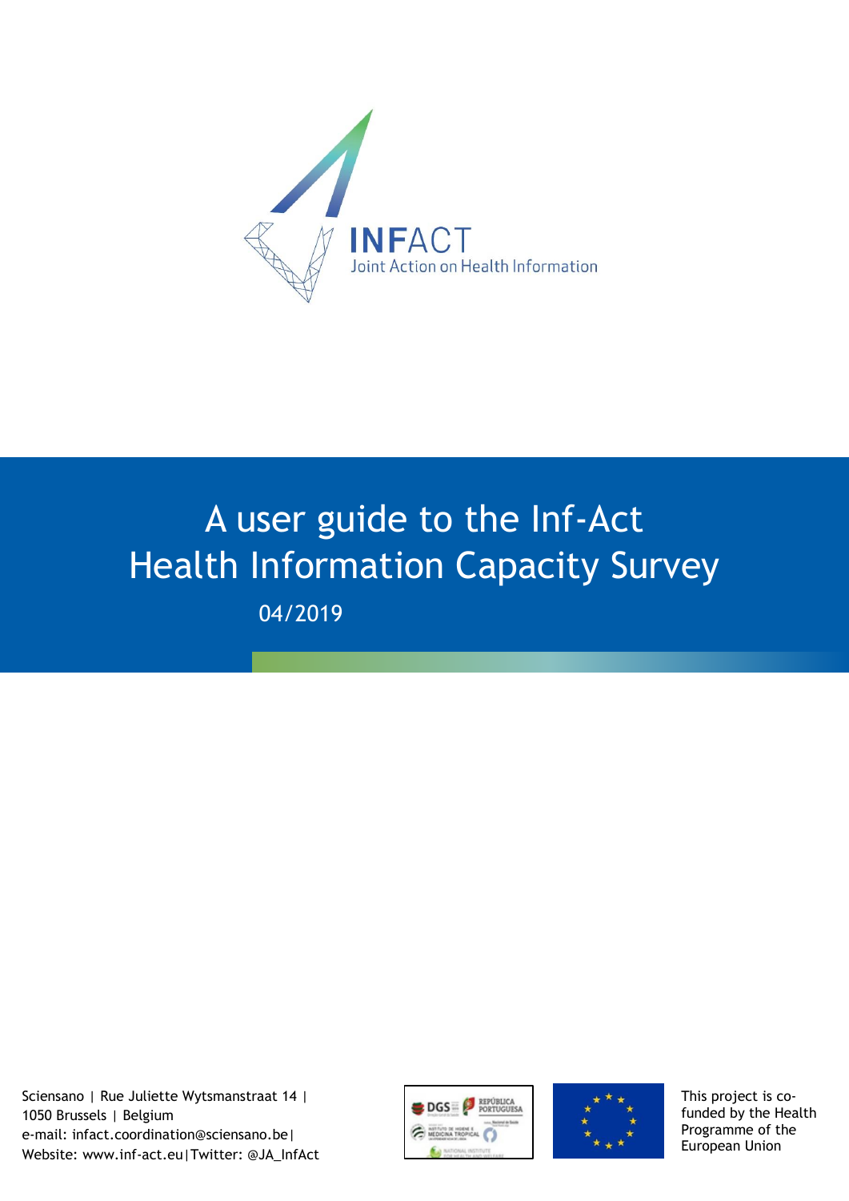INFACT

Joint Action on Health Information

# A user guide to the Inf-Act Health Information Capacity Survey

04/2019

Sciensano | Rue Juliette Wytsmanstraat 14 | 1050 Brussels | Belgium
e-mail: infact.coordination@sciensano.be|
Website: www.inf-act.eu|Twitter: @JA_InfAct

This project is co-funded by the Health Programme of the European Union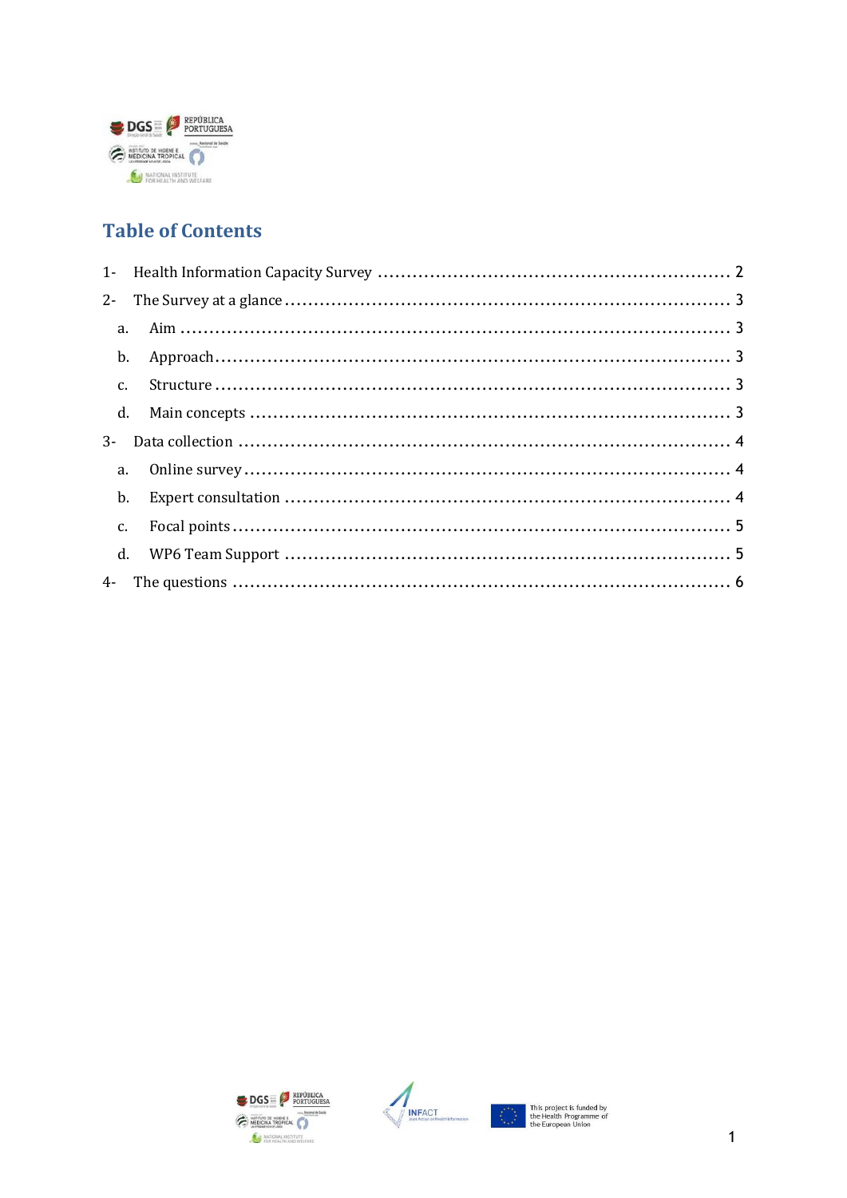## Table of Contents

1- Health Information Capacity Survey ........ 2

2- The Survey at a glance ........ 3

   a. Aim ........ 3

   b. Approach ........ 3

   c. Structure ........ 3

   d. Main concepts ........ 3

3- Data collection ........ 4

   a. Online survey ........ 4

   b. Expert consultation ........ 4

   c. Focal points ........ 5

   d. WP6 Team Support ........ 5

4- The questions ........ 6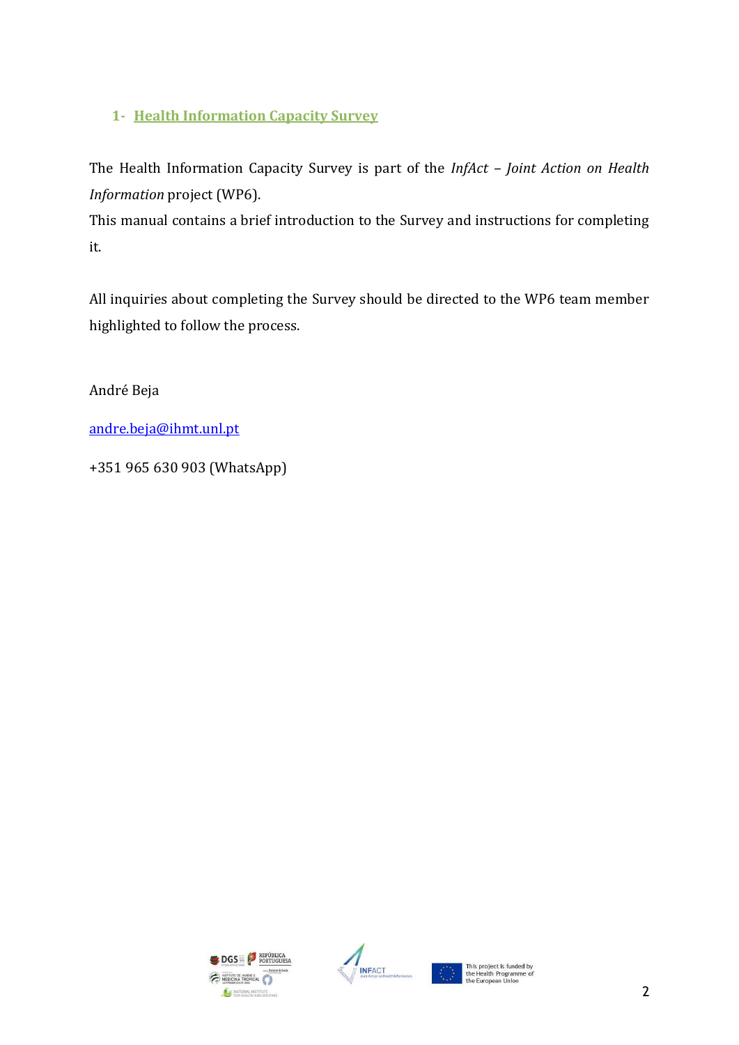## 1- Health Information Capacity Survey

The Health Information Capacity Survey is part of the *InfAct – Joint Action on Health Information* project (WP6).

This manual contains a brief introduction to the Survey and instructions for completing it.

All inquiries about completing the Survey should be directed to the WP6 team member highlighted to follow the process.

André Beja

andre.beja@ihmt.unl.pt

+351 965 630 903 (WhatsApp)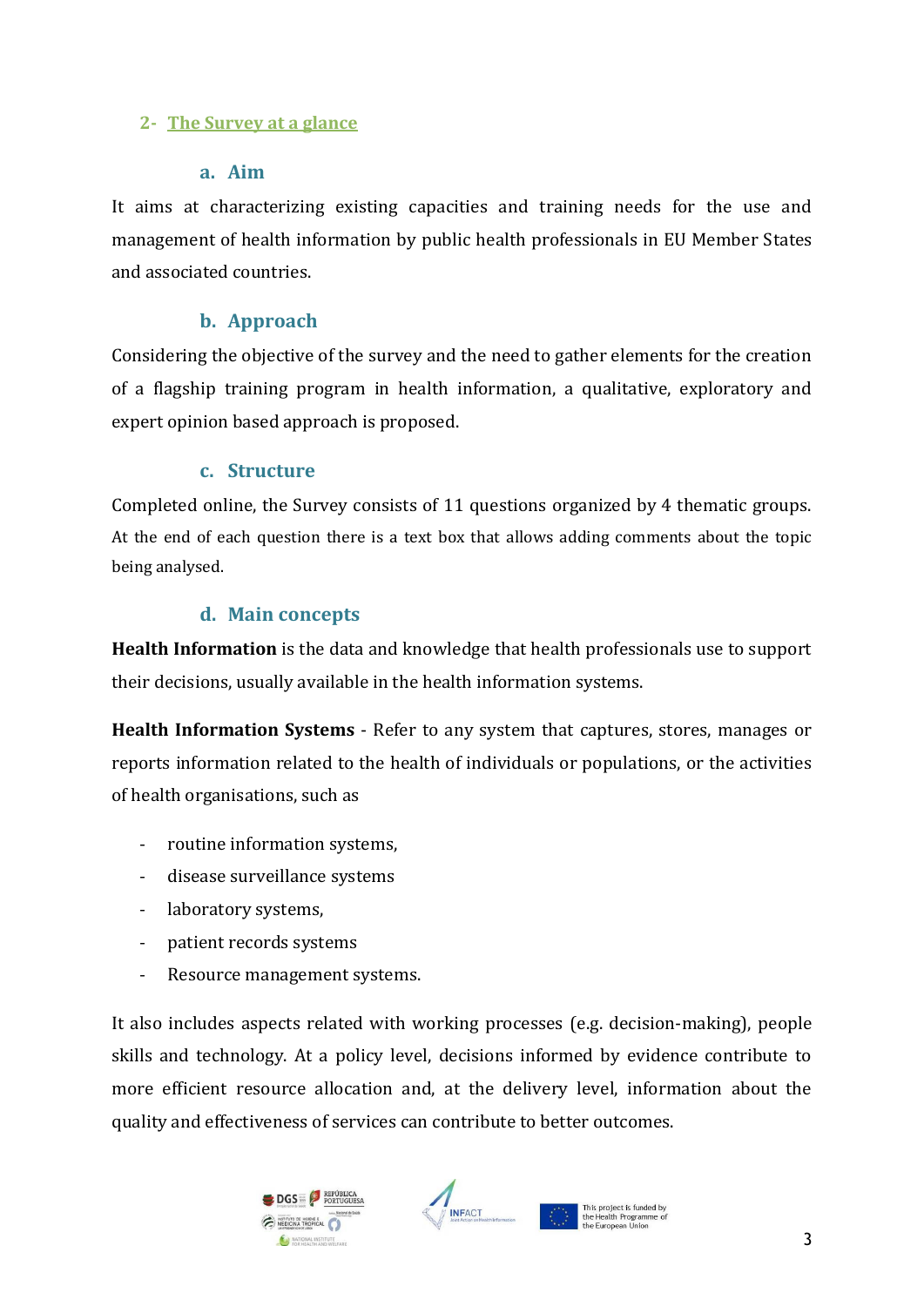## 2- The Survey at a glance

### a. Aim

It aims at characterizing existing capacities and training needs for the use and management of health information by public health professionals in EU Member States and associated countries.

### b. Approach

Considering the objective of the survey and the need to gather elements for the creation of a flagship training program in health information, a qualitative, exploratory and expert opinion based approach is proposed.

### c. Structure

Completed online, the Survey consists of 11 questions organized by 4 thematic groups. At the end of each question there is a text box that allows adding comments about the topic being analysed.

### d. Main concepts

**Health Information** is the data and knowledge that health professionals use to support their decisions, usually available in the health information systems.

**Health Information Systems** - Refer to any system that captures, stores, manages or reports information related to the health of individuals or populations, or the activities of health organisations, such as

- routine information systems,
- disease surveillance systems
- laboratory systems,
- patient records systems
- Resource management systems.

It also includes aspects related with working processes (e.g. decision-making), people skills and technology. At a policy level, decisions informed by evidence contribute to more efficient resource allocation and, at the delivery level, information about the quality and effectiveness of services can contribute to better outcomes.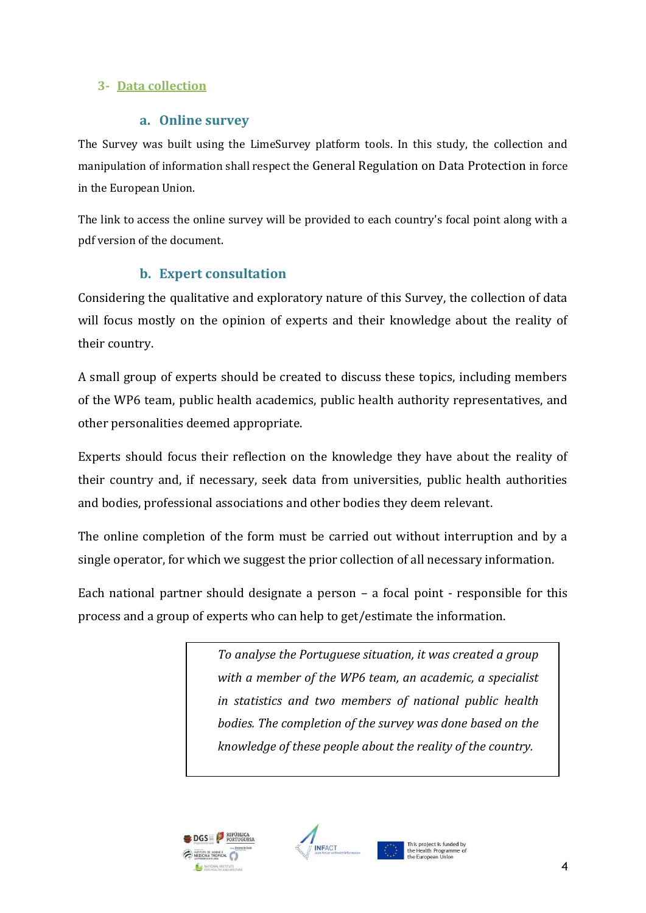## 3- Data collection

### a. Online survey

The Survey was built using the LimeSurvey platform tools. In this study, the collection and manipulation of information shall respect the General Regulation on Data Protection in force in the European Union.

The link to access the online survey will be provided to each country's focal point along with a pdf version of the document.

### b. Expert consultation

Considering the qualitative and exploratory nature of this Survey, the collection of data will focus mostly on the opinion of experts and their knowledge about the reality of their country.

A small group of experts should be created to discuss these topics, including members of the WP6 team, public health academics, public health authority representatives, and other personalities deemed appropriate.

Experts should focus their reflection on the knowledge they have about the reality of their country and, if necessary, seek data from universities, public health authorities and bodies, professional associations and other bodies they deem relevant.

The online completion of the form must be carried out without interruption and by a single operator, for which we suggest the prior collection of all necessary information.

Each national partner should designate a person – a focal point - responsible for this process and a group of experts who can help to get/estimate the information.

> *To analyse the Portuguese situation, it was created a group with a member of the WP6 team, an academic, a specialist in statistics and two members of national public health bodies. The completion of the survey was done based on the knowledge of these people about the reality of the country.*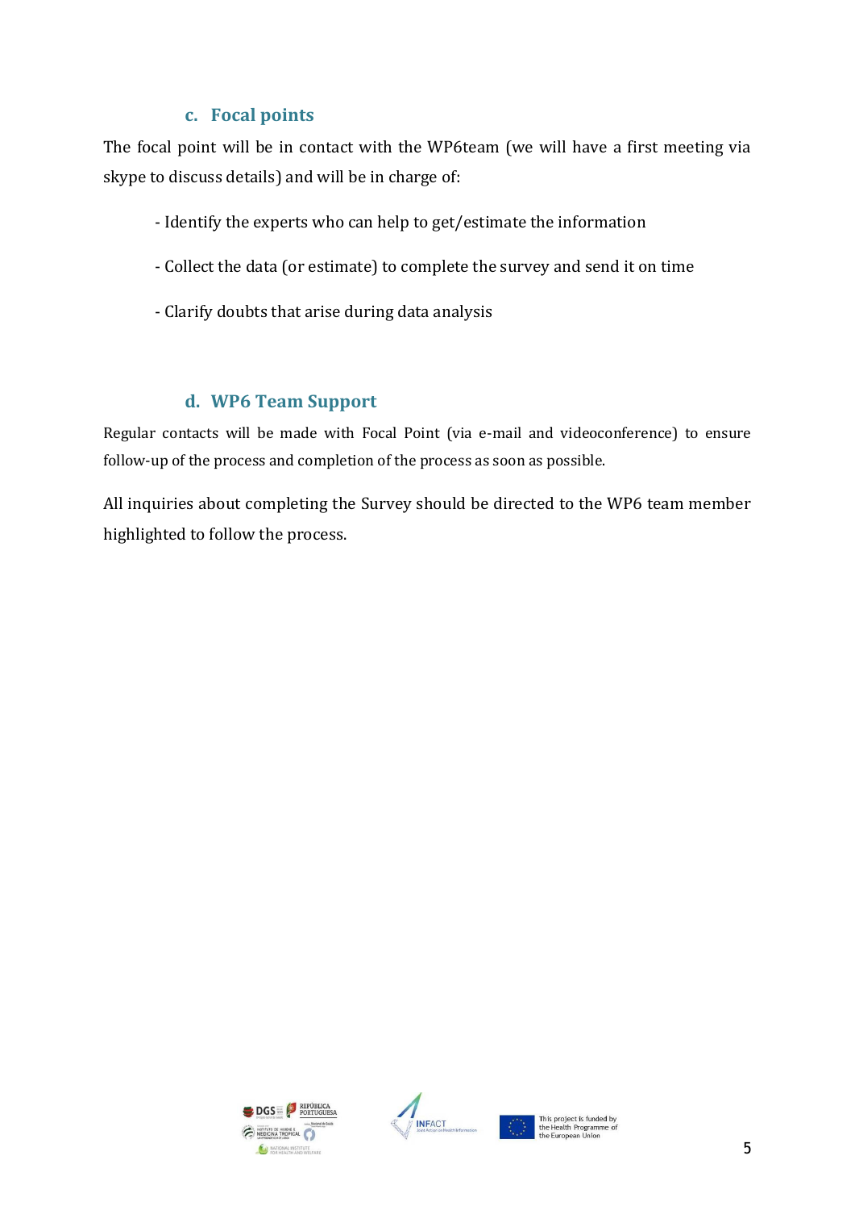### c. Focal points

The focal point will be in contact with the WP6team (we will have a first meeting via skype to discuss details) and will be in charge of:

- Identify the experts who can help to get/estimate the information

- Collect the data (or estimate) to complete the survey and send it on time

- Clarify doubts that arise during data analysis

### d. WP6 Team Support

Regular contacts will be made with Focal Point (via e-mail and videoconference) to ensure follow-up of the process and completion of the process as soon as possible.

All inquiries about completing the Survey should be directed to the WP6 team member highlighted to follow the process.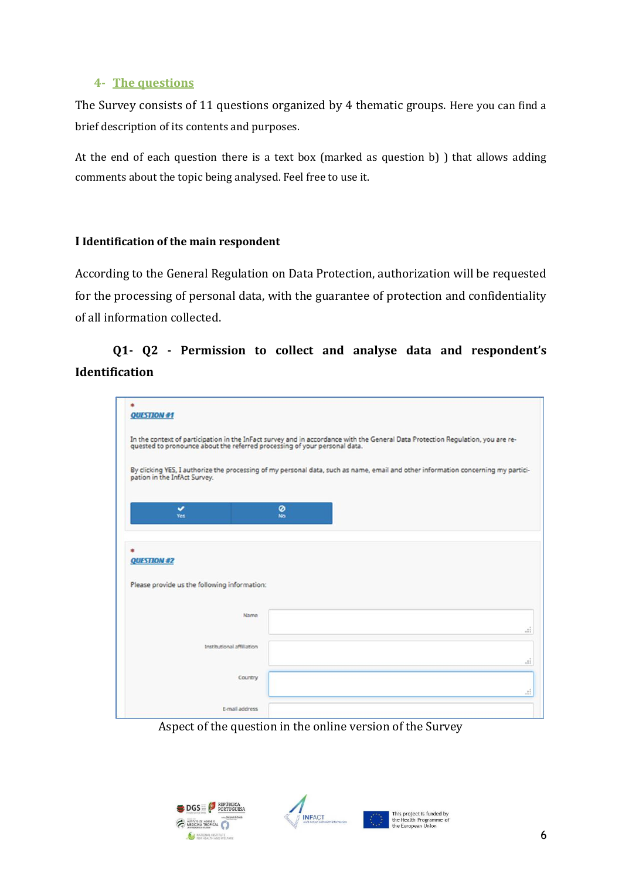## 4- The questions

The Survey consists of 11 questions organized by 4 thematic groups. Here you can find a brief description of its contents and purposes.

At the end of each question there is a text box (marked as question b) ) that allows adding comments about the topic being analysed. Feel free to use it.

### I Identification of the main respondent

According to the General Regulation on Data Protection, authorization will be requested for the processing of personal data, with the guarantee of protection and confidentiality of all information collected.

**Q1- Q2 - Permission to collect and analyse data and respondent's Identification**

\*

**QUESTION #1**

In the context of participation in the InFact survey and in accordance with the General Data Protection Regulation, you are requested to pronounce about the referred processing of your personal data.

By clicking YES, I authorize the processing of my personal data, such as name, email and other information concerning my participation in the InfAct Survey.

Yes | No

\*

**QUESTION #2**

Please provide us the following information:

Name

Institutional affiliation

Country

E-mail address

Aspect of the question in the online version of the Survey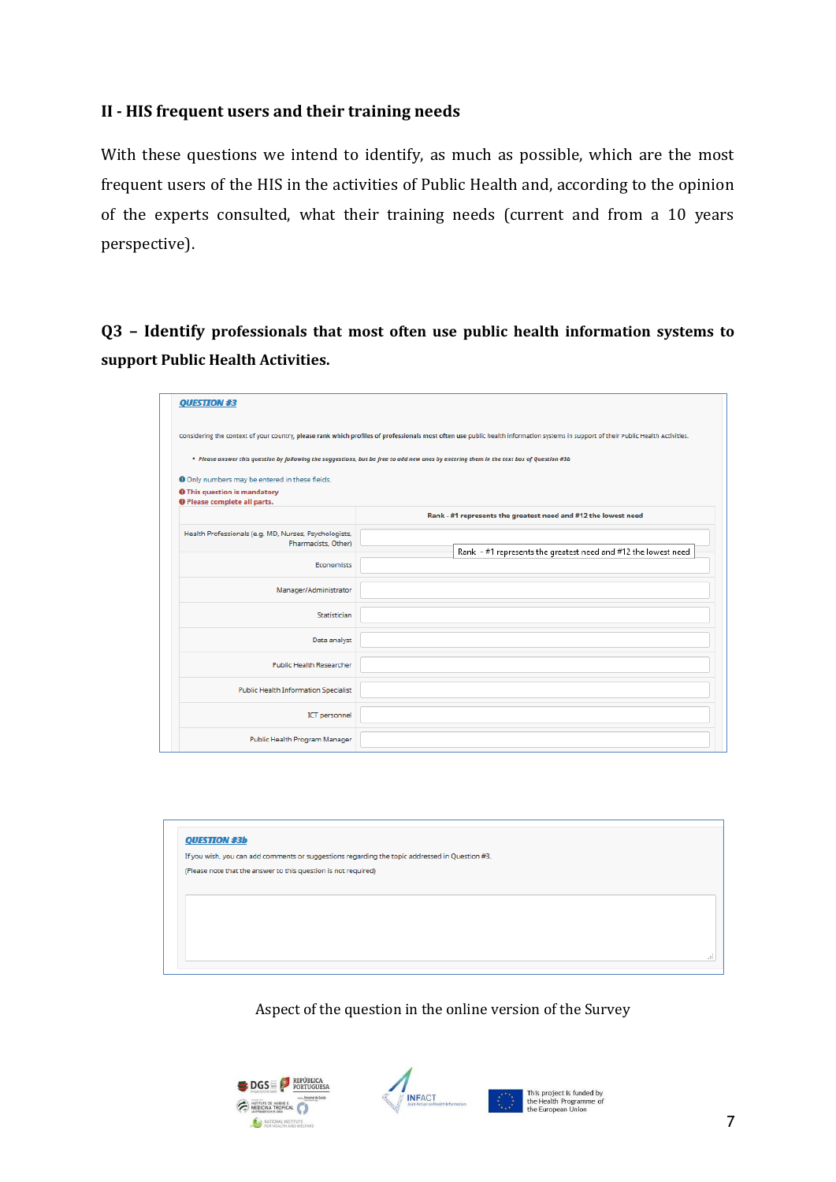## II - HIS frequent users and their training needs

With these questions we intend to identify, as much as possible, which are the most frequent users of the HIS in the activities of Public Health and, according to the opinion of the experts consulted, what their training needs (current and from a 10 years perspective).

### Q3 – Identify professionals that most often use public health information systems to support Public Health Activities.

**QUESTION #3**

Considering the context of your country, **please rank which profiles of professionals most often use** public health information systems in support of their Public Health Activities.

- *Please answer this question by following the suggestions, but be free to add new ones by entering them in the text box of Question #3b*

Only numbers may be entered in these fields.
**This question is mandatory**
**Please complete all parts.**

| | Rank - #1 represents the greatest need and #12 the lowest need |
|---|---|
| Health Professionals (e.g. MD, Nurses, Psychologists, Pharmacists, Other) | |
| Economists | |
| Manager/Administrator | |
| Statistician | |
| Data analyst | |
| Public Health Researcher | |
| Public Health Information Specialist | |
| ICT personnel | |
| Public Health Program Manager | |

Rank - #1 represents the greatest need and #12 the lowest need

**QUESTION #3b**

If you wish, you can add comments or suggestions regarding the topic addressed in Question #3.
(Please note that the answer to this question is not required)

Aspect of the question in the online version of the Survey

This project is funded by the Health Programme of the European Union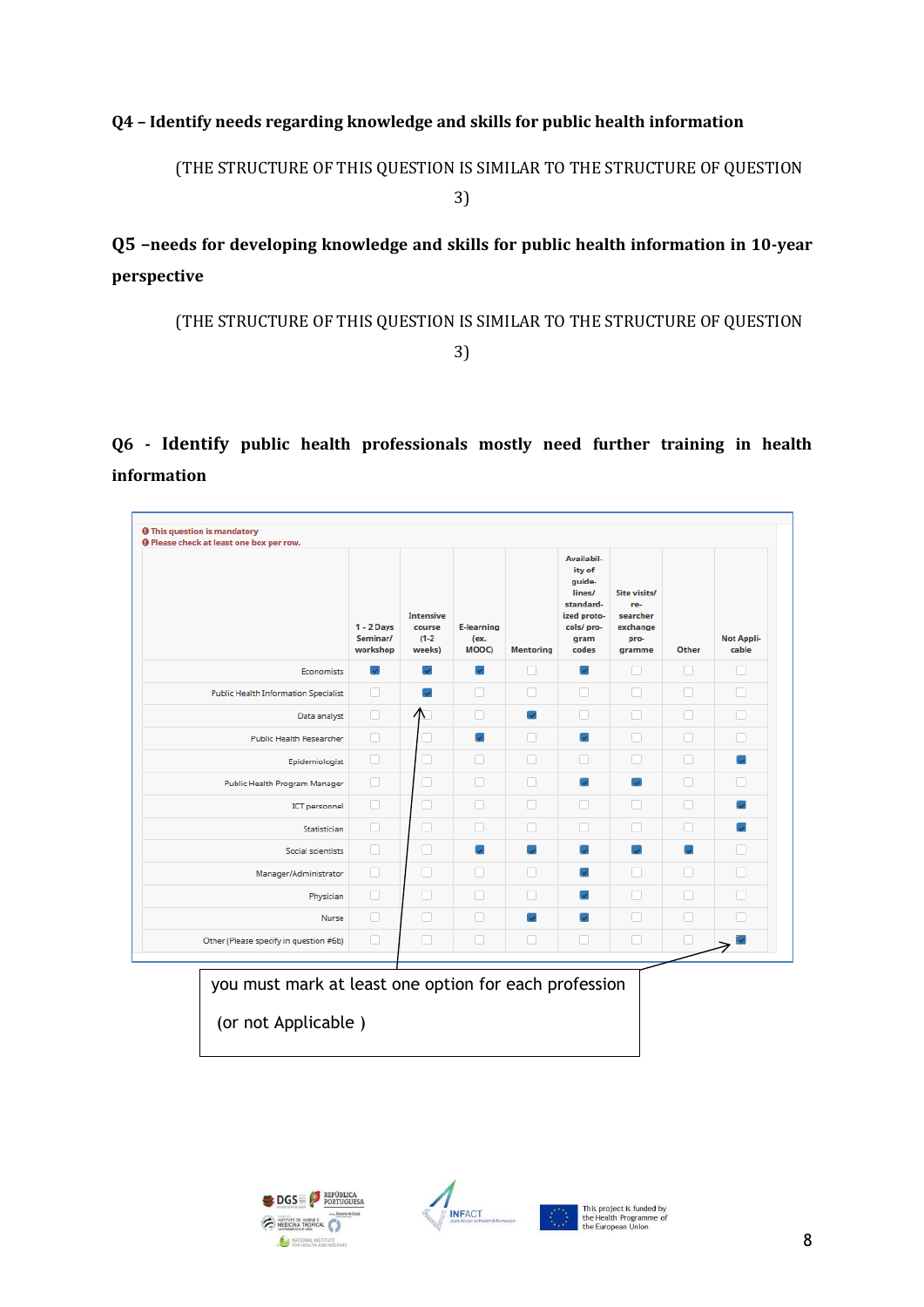**Q4 – Identify needs regarding knowledge and skills for public health information**

(THE STRUCTURE OF THIS QUESTION IS SIMILAR TO THE STRUCTURE OF QUESTION 3)

**Q5 –needs for developing knowledge and skills for public health information in 10-year perspective**

(THE STRUCTURE OF THIS QUESTION IS SIMILAR TO THE STRUCTURE OF QUESTION 3)

**Q6 - Identify public health professionals mostly need further training in health information**

This question is mandatory
Please check at least one box per row.

| | 1 - 2 Days Seminar/ workshop | Intensive course (1-2 weeks) | E-learning (ex. MOOC) | Mentoring | Availability of guidelines/ standardized protocols/ program codes | Site visits/ researcher exchange programme | Other | Not Applicable |
|---|---|---|---|---|---|---|---|---|
| Economists | ☑ | ☑ | ☑ | ☐ | ☑ | ☐ | ☐ | ☐ |
| Public Health Information Specialist | ☐ | ☑ | ☐ | ☐ | ☐ | ☐ | ☐ | ☐ |
| Data analyst | ☐ | ☐ | ☐ | ☑ | ☐ | ☐ | ☐ | ☐ |
| Public Health Researcher | ☐ | ☐ | ☑ | ☐ | ☑ | ☐ | ☐ | ☐ |
| Epidemiologist | ☐ | ☐ | ☐ | ☐ | ☐ | ☐ | ☐ | ☑ |
| Public Health Program Manager | ☐ | ☐ | ☐ | ☐ | ☑ | ☑ | ☐ | ☐ |
| ICT personnel | ☐ | ☐ | ☐ | ☐ | ☐ | ☐ | ☐ | ☑ |
| Statistician | ☐ | ☐ | ☐ | ☐ | ☐ | ☐ | ☐ | ☑ |
| Social scientists | ☐ | ☐ | ☑ | ☑ | ☑ | ☑ | ☑ | ☐ |
| Manager/Administrator | ☐ | ☐ | ☐ | ☐ | ☑ | ☐ | ☐ | ☐ |
| Physician | ☐ | ☐ | ☐ | ☐ | ☑ | ☐ | ☐ | ☐ |
| Nurse | ☐ | ☐ | ☐ | ☑ | ☑ | ☐ | ☐ | ☐ |
| Other (Please specify in question #6b) | ☐ | ☐ | ☐ | ☐ | ☐ | ☐ | ☐ | ☑ |

you must mark at least one option for each profession

(or not Applicable )

This project is funded by the Health Programme of the European Union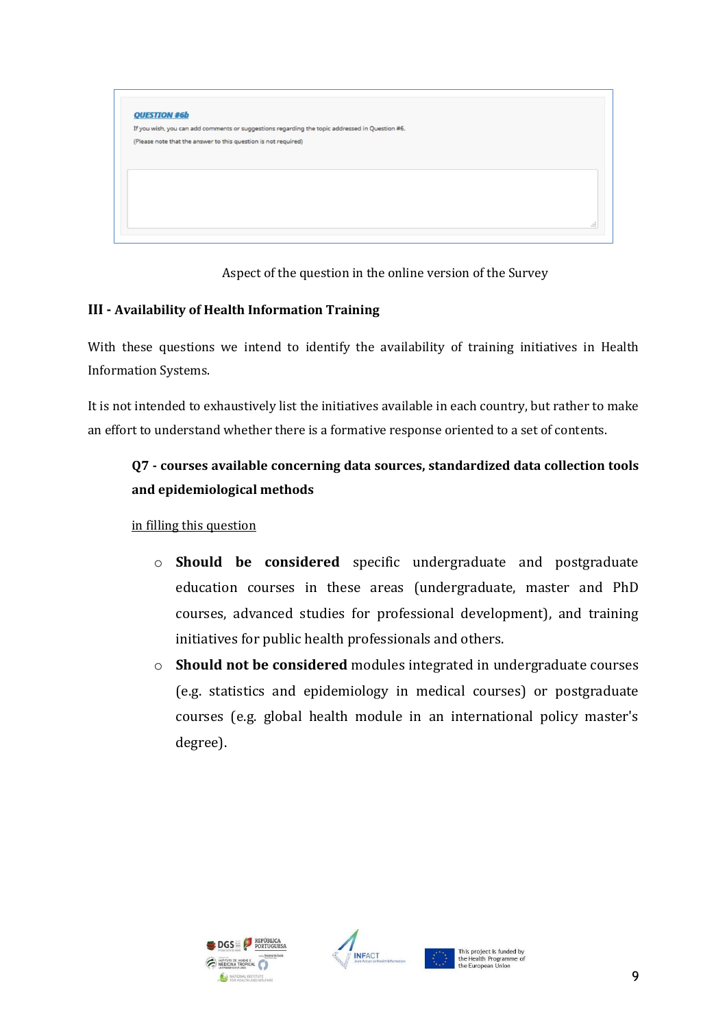**QUESTION #6b**

If you wish, you can add comments or suggestions regarding the topic addressed in Question #6.

(Please note that the answer to this question is not required)

Aspect of the question in the online version of the Survey

### III - Availability of Health Information Training

With these questions we intend to identify the availability of training initiatives in Health Information Systems.

It is not intended to exhaustively list the initiatives available in each country, but rather to make an effort to understand whether there is a formative response oriented to a set of contents.

**Q7 - courses available concerning data sources, standardized data collection tools and epidemiological methods**

in filling this question

- **Should be considered** specific undergraduate and postgraduate education courses in these areas (undergraduate, master and PhD courses, advanced studies for professional development), and training initiatives for public health professionals and others.
- **Should not be considered** modules integrated in undergraduate courses (e.g. statistics and epidemiology in medical courses) or postgraduate courses (e.g. global health module in an international policy master's degree).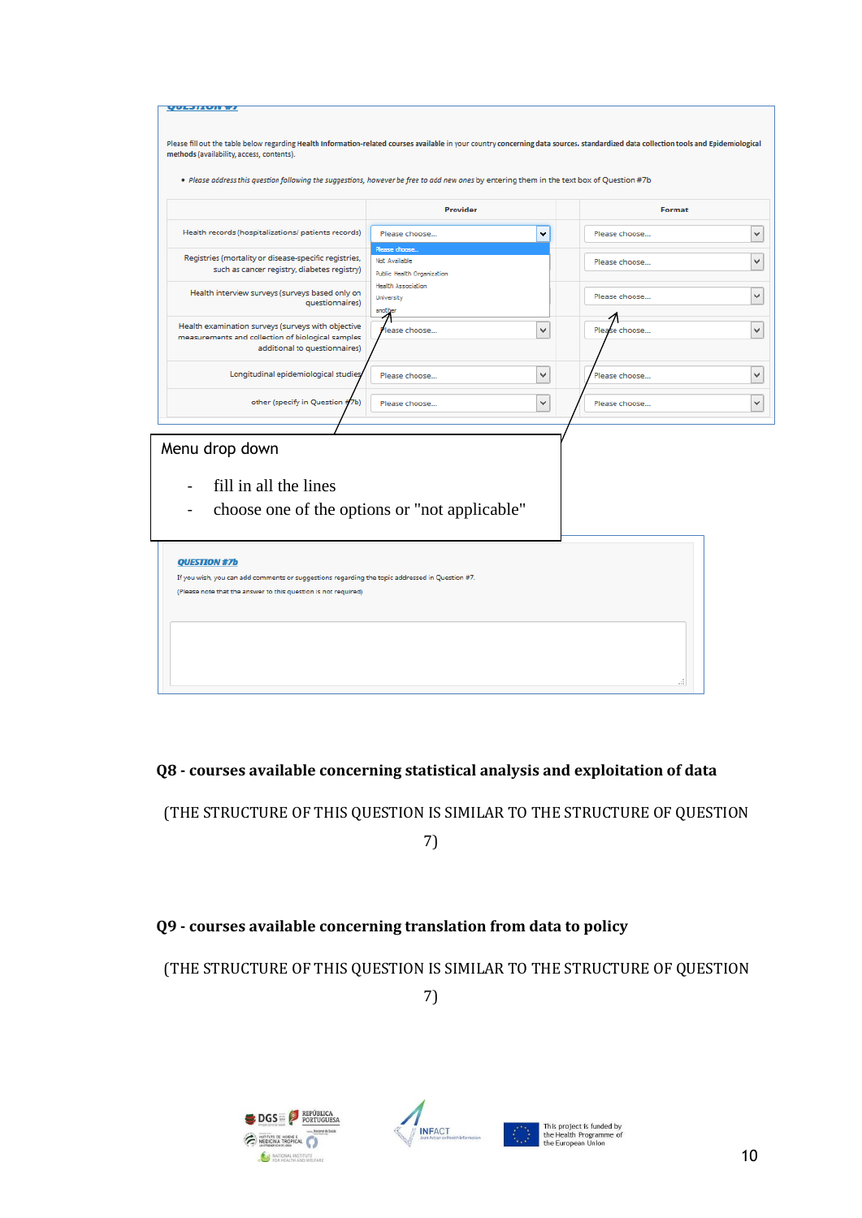**QUESTION #7**

Please fill out the table below regarding **Health Information-related courses available** in your country **concerning data sources, standardized data collection tools and Epidemiological methods** (availability, access, contents).

- *Please address this question following the suggestions, however be free to add new ones* by entering them in the text box of Question #7b

| | Provider | Format |
|---|---|---|
| Health records (hospitalizations/ patients records) | Please choose... | Please choose... |
| Registries (mortality or disease-specific registries, such as cancer registry, diabetes registry) | Please choose... | Please choose... |
| Health interview surveys (surveys based only on questionnaires) | Please choose... | Please choose... |
| Health examination surveys (surveys with objective measurements and collection of biological samples additional to questionnaires) | Please choose... | Please choose... |
| Longitudinal epidemiological studies | Please choose... | Please choose... |
| other (specify in Question #7b) | Please choose... | Please choose... |

Drop-down options: Please choose... / Not Available / Public Health Organization / Health Association / University / another

Menu drop down

- fill in all the lines
- choose one of the options or "not applicable"

**QUESTION #7b**

If you wish, you can add comments or suggestions regarding the topic addressed in Question #7.

(Please note that the answer to this question is not required)

## Q8 - courses available concerning statistical analysis and exploitation of data

(THE STRUCTURE OF THIS QUESTION IS SIMILAR TO THE STRUCTURE OF QUESTION 7)

## Q9 - courses available concerning translation from data to policy

(THE STRUCTURE OF THIS QUESTION IS SIMILAR TO THE STRUCTURE OF QUESTION 7)

This project is funded by the Health Programme of the European Union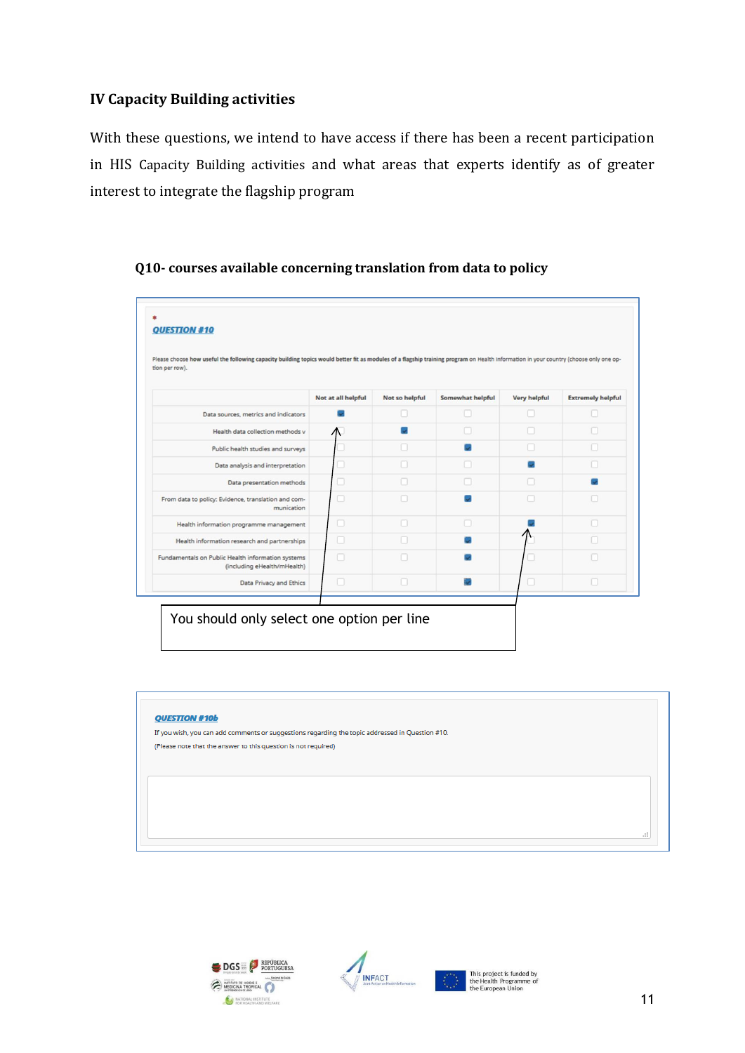## IV Capacity Building activities

With these questions, we intend to have access if there has been a recent participation in HIS Capacity Building activities and what areas that experts identify as of greater interest to integrate the flagship program

### Q10- courses available concerning translation from data to policy

*

**QUESTION #10**

Please choose how useful the following capacity building topics would better fit as modules of a flagship training program on Health Information in your country (choose only one option per row).

| | Not at all helpful | Not so helpful | Somewhat helpful | Very helpful | Extremely helpful |
|---|---|---|---|---|---|
| Data sources, metrics and indicators | ☑ | ☐ | ☐ | ☐ | ☐ |
| Health data collection methods v | ☐ | ☑ | ☐ | ☐ | ☐ |
| Public health studies and surveys | ☐ | ☐ | ☑ | ☐ | ☐ |
| Data analysis and interpretation | ☐ | ☐ | ☐ | ☑ | ☐ |
| Data presentation methods | ☐ | ☐ | ☐ | ☐ | ☑ |
| From data to policy: Evidence, translation and communication | ☐ | ☐ | ☑ | ☐ | ☐ |
| Health information programme management | ☐ | ☐ | ☐ | ☑ | ☐ |
| Health information research and partnerships | ☐ | ☐ | ☑ | ☐ | ☐ |
| Fundamentals on Public Health information systems (including eHealth/mHealth) | ☐ | ☐ | ☑ | ☐ | ☐ |
| Data Privacy and Ethics | ☐ | ☐ | ☑ | ☐ | ☐ |

You should only select one option per line

**QUESTION #10b**

If you wish, you can add comments or suggestions regarding the topic addressed in Question #10.

(Please note that the answer to this question is not required)

This project is funded by the Health Programme of the European Union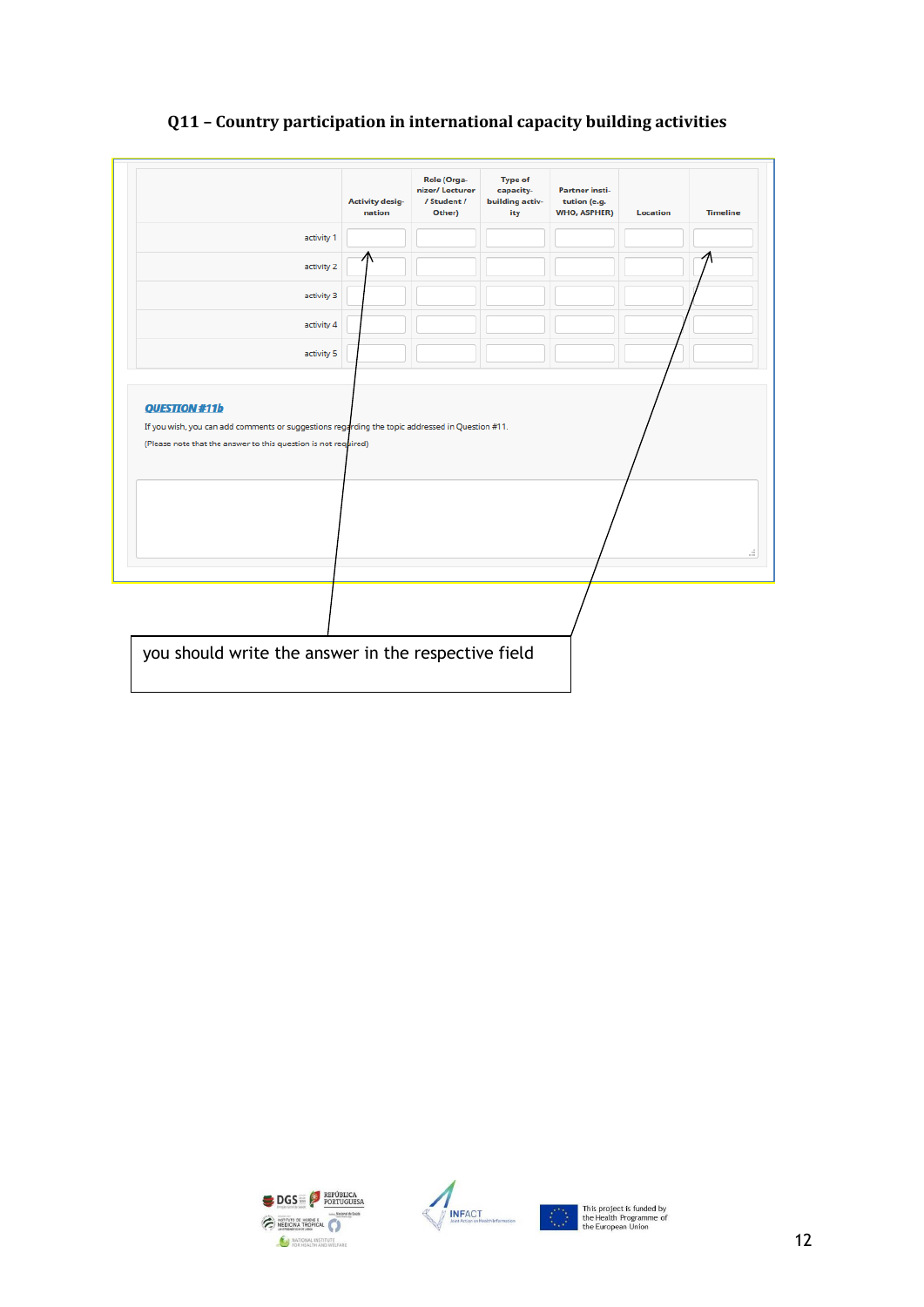### Q11 – Country participation in international capacity building activities

| | Activity designation | Role (Organizer/ Lecturer / Student / Other) | Type of capacity-building activity | Partner institution (e.g. WHO, ASPHER) | Location | Timeline |
|---|---|---|---|---|---|---|
| activity 1 | | | | | | |
| activity 2 | | | | | | |
| activity 3 | | | | | | |
| activity 4 | | | | | | |
| activity 5 | | | | | | |

**QUESTION #11b**

If you wish, you can add comments or suggestions regarding the topic addressed in Question #11.

(Please note that the answer to this question is not required)

you should write the answer in the respective field

This project is funded by the Health Programme of the European Union